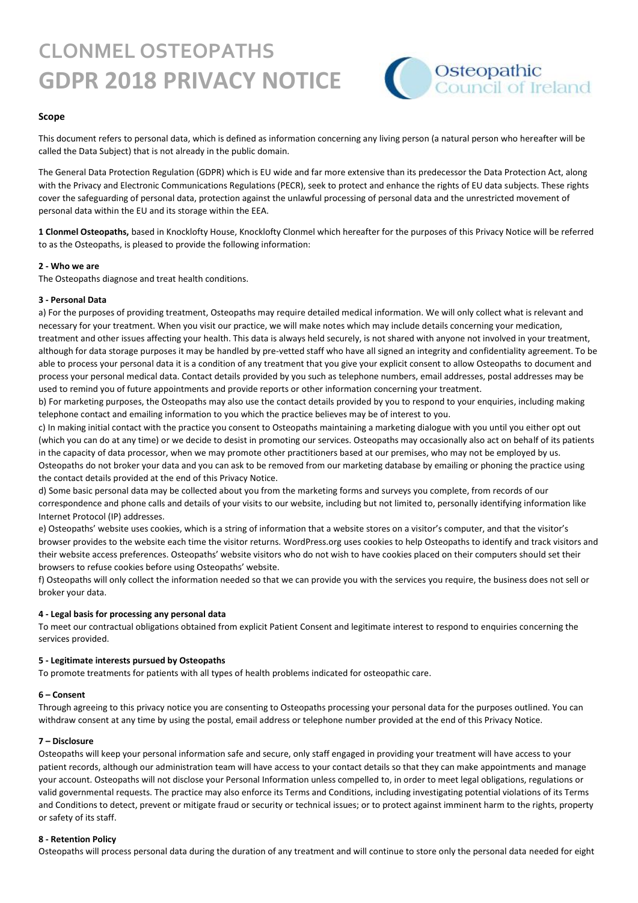# CLONMEL OSTEOPATHS
# GDPR 2018 PRIVACY NOTICE

Osteopathic Council of Ireland

### Scope

This document refers to personal data, which is defined as information concerning any living person (a natural person who hereafter will be called the Data Subject) that is not already in the public domain.

The General Data Protection Regulation (GDPR) which is EU wide and far more extensive than its predecessor the Data Protection Act, along with the Privacy and Electronic Communications Regulations (PECR), seek to protect and enhance the rights of EU data subjects. These rights cover the safeguarding of personal data, protection against the unlawful processing of personal data and the unrestricted movement of personal data within the EU and its storage within the EEA.

**1 Clonmel Osteopaths,** based in Knocklofty House, Knocklofty Clonmel which hereafter for the purposes of this Privacy Notice will be referred to as the Osteopaths, is pleased to provide the following information:

**2 - Who we are**

The Osteopaths diagnose and treat health conditions.

**3 - Personal Data**

a) For the purposes of providing treatment, Osteopaths may require detailed medical information. We will only collect what is relevant and necessary for your treatment. When you visit our practice, we will make notes which may include details concerning your medication, treatment and other issues affecting your health. This data is always held securely, is not shared with anyone not involved in your treatment, although for data storage purposes it may be handled by pre-vetted staff who have all signed an integrity and confidentiality agreement. To be able to process your personal data it is a condition of any treatment that you give your explicit consent to allow Osteopaths to document and process your personal medical data. Contact details provided by you such as telephone numbers, email addresses, postal addresses may be used to remind you of future appointments and provide reports or other information concerning your treatment.

b) For marketing purposes, the Osteopaths may also use the contact details provided by you to respond to your enquiries, including making telephone contact and emailing information to you which the practice believes may be of interest to you.

c) In making initial contact with the practice you consent to Osteopaths maintaining a marketing dialogue with you until you either opt out (which you can do at any time) or we decide to desist in promoting our services. Osteopaths may occasionally also act on behalf of its patients in the capacity of data processor, when we may promote other practitioners based at our premises, who may not be employed by us. Osteopaths do not broker your data and you can ask to be removed from our marketing database by emailing or phoning the practice using the contact details provided at the end of this Privacy Notice.

d) Some basic personal data may be collected about you from the marketing forms and surveys you complete, from records of our correspondence and phone calls and details of your visits to our website, including but not limited to, personally identifying information like Internet Protocol (IP) addresses.

e) Osteopaths' website uses cookies, which is a string of information that a website stores on a visitor's computer, and that the visitor's browser provides to the website each time the visitor returns. WordPress.org uses cookies to help Osteopaths to identify and track visitors and their website access preferences. Osteopaths' website visitors who do not wish to have cookies placed on their computers should set their browsers to refuse cookies before using Osteopaths' website.

f) Osteopaths will only collect the information needed so that we can provide you with the services you require, the business does not sell or broker your data.

**4 - Legal basis for processing any personal data**

To meet our contractual obligations obtained from explicit Patient Consent and legitimate interest to respond to enquiries concerning the services provided.

**5 - Legitimate interests pursued by Osteopaths**

To promote treatments for patients with all types of health problems indicated for osteopathic care.

**6 – Consent**

Through agreeing to this privacy notice you are consenting to Osteopaths processing your personal data for the purposes outlined. You can withdraw consent at any time by using the postal, email address or telephone number provided at the end of this Privacy Notice.

**7 – Disclosure**

Osteopaths will keep your personal information safe and secure, only staff engaged in providing your treatment will have access to your patient records, although our administration team will have access to your contact details so that they can make appointments and manage your account. Osteopaths will not disclose your Personal Information unless compelled to, in order to meet legal obligations, regulations or valid governmental requests. The practice may also enforce its Terms and Conditions, including investigating potential violations of its Terms and Conditions to detect, prevent or mitigate fraud or security or technical issues; or to protect against imminent harm to the rights, property or safety of its staff.

**8 - Retention Policy**

Osteopaths will process personal data during the duration of any treatment and will continue to store only the personal data needed for eight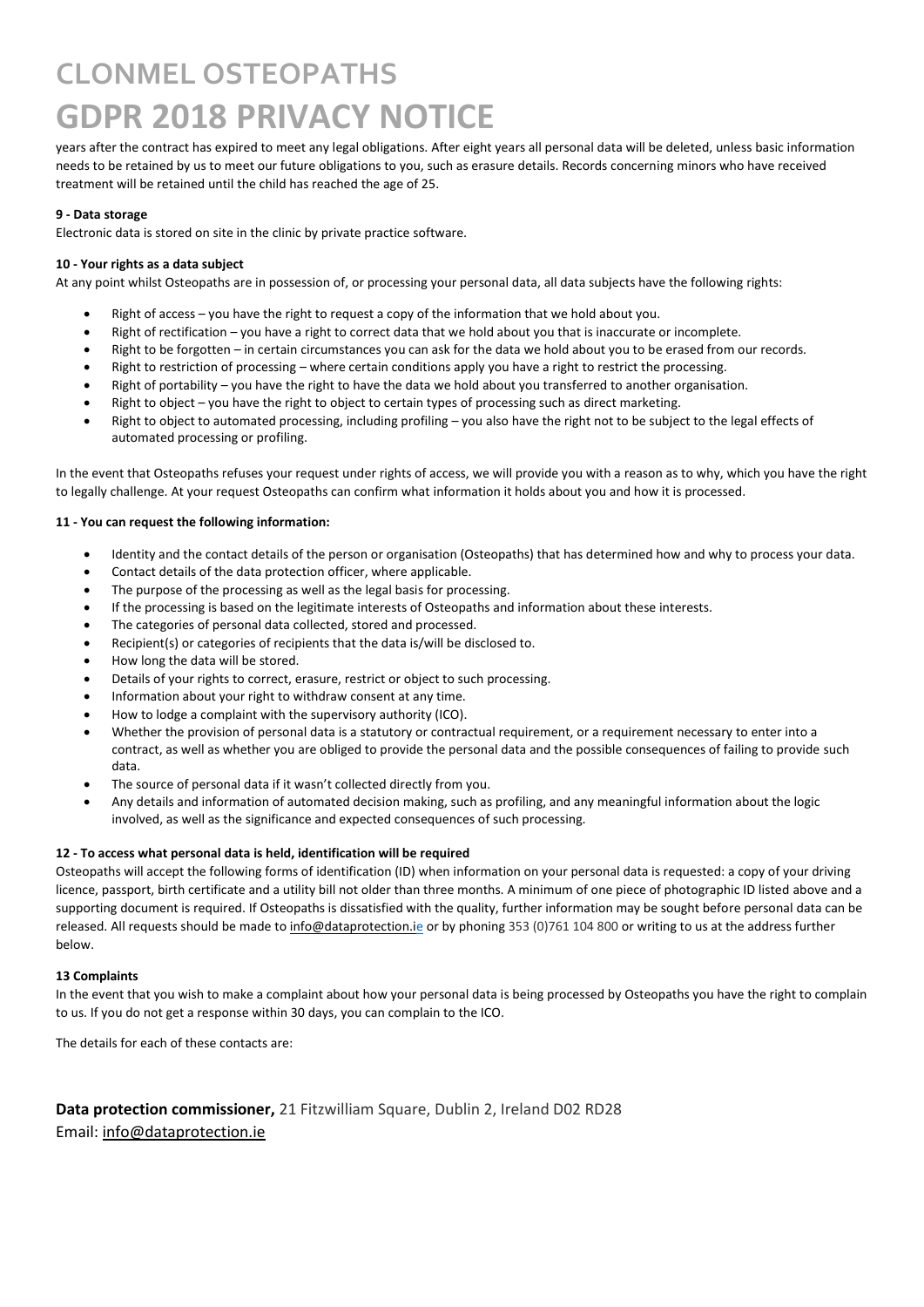# CLONMEL OSTEOPATHS

# GDPR 2018 PRIVACY NOTICE

years after the contract has expired to meet any legal obligations. After eight years all personal data will be deleted, unless basic information needs to be retained by us to meet our future obligations to you, such as erasure details. Records concerning minors who have received treatment will be retained until the child has reached the age of 25.

**9 - Data storage**

Electronic data is stored on site in the clinic by private practice software.

**10 - Your rights as a data subject**

At any point whilst Osteopaths are in possession of, or processing your personal data, all data subjects have the following rights:

- Right of access – you have the right to request a copy of the information that we hold about you.
- Right of rectification – you have a right to correct data that we hold about you that is inaccurate or incomplete.
- Right to be forgotten – in certain circumstances you can ask for the data we hold about you to be erased from our records.
- Right to restriction of processing – where certain conditions apply you have a right to restrict the processing.
- Right of portability – you have the right to have the data we hold about you transferred to another organisation.
- Right to object – you have the right to object to certain types of processing such as direct marketing.
- Right to object to automated processing, including profiling – you also have the right not to be subject to the legal effects of automated processing or profiling.

In the event that Osteopaths refuses your request under rights of access, we will provide you with a reason as to why, which you have the right to legally challenge. At your request Osteopaths can confirm what information it holds about you and how it is processed.

**11 - You can request the following information:**

- Identity and the contact details of the person or organisation (Osteopaths) that has determined how and why to process your data.
- Contact details of the data protection officer, where applicable.
- The purpose of the processing as well as the legal basis for processing.
- If the processing is based on the legitimate interests of Osteopaths and information about these interests.
- The categories of personal data collected, stored and processed.
- Recipient(s) or categories of recipients that the data is/will be disclosed to.
- How long the data will be stored.
- Details of your rights to correct, erasure, restrict or object to such processing.
- Information about your right to withdraw consent at any time.
- How to lodge a complaint with the supervisory authority (ICO).
- Whether the provision of personal data is a statutory or contractual requirement, or a requirement necessary to enter into a contract, as well as whether you are obliged to provide the personal data and the possible consequences of failing to provide such data.
- The source of personal data if it wasn't collected directly from you.
- Any details and information of automated decision making, such as profiling, and any meaningful information about the logic involved, as well as the significance and expected consequences of such processing.

**12 - To access what personal data is held, identification will be required**

Osteopaths will accept the following forms of identification (ID) when information on your personal data is requested: a copy of your driving licence, passport, birth certificate and a utility bill not older than three months. A minimum of one piece of photographic ID listed above and a supporting document is required. If Osteopaths is dissatisfied with the quality, further information may be sought before personal data can be released. All requests should be made to info@dataprotection.ie or by phoning 353 (0)761 104 800 or writing to us at the address further below.

**13 Complaints**

In the event that you wish to make a complaint about how your personal data is being processed by Osteopaths you have the right to complain to us. If you do not get a response within 30 days, you can complain to the ICO.

The details for each of these contacts are:

**Data protection commissioner,** 21 Fitzwilliam Square, Dublin 2, Ireland D02 RD28

Email: info@dataprotection.ie